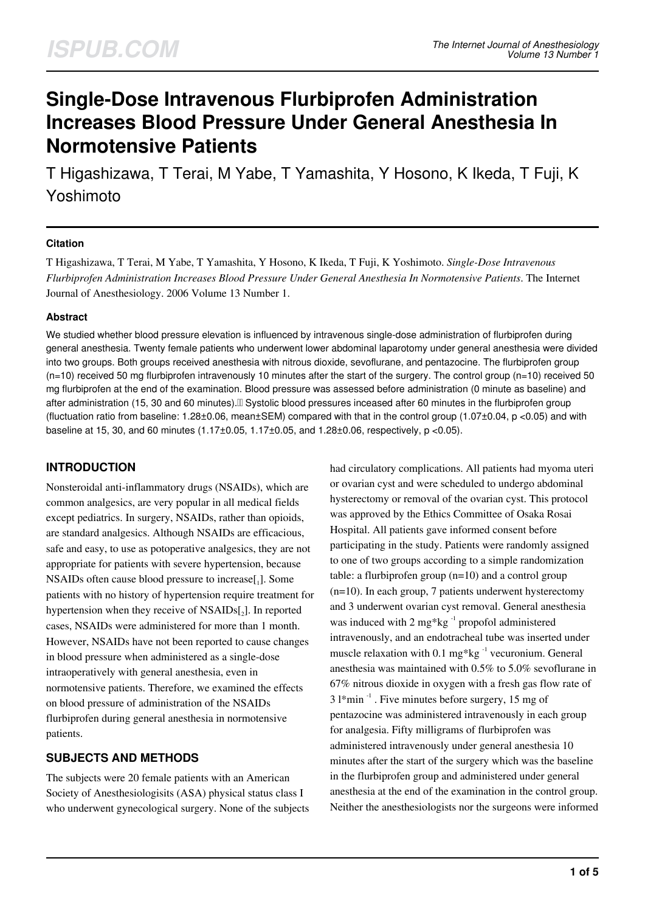# Single-Dose Intravenous Flurbiprofen Administration Increases Blood Pressure Under General Anesthesia In Normotensive Patients

T Higashizawa, T Terai, M Yabe, T Yamashita, Y Hosono, K Ikeda, T Fuji, K Yoshimoto

### Citation

T Higashizawa, T Terai, M Yabe, T Yamashita, Y Hosono, K Ikeda, T Fuji, K Yoshimoto. *Single-Dose Intravenous Flurbiprofen Administration Increases Blood Pressure Under General Anesthesia In Normotensive Patients*. The Internet Journal of Anesthesiology. 2006 Volume 13 Number 1.

### Abstract

We studied whether blood pressure elevation is influenced by intravenous single-dose administration of flurbiprofen during general anesthesia. Twenty female patients who underwent lower abdominal laparotomy under general anesthesia were divided into two groups. Both groups received anesthesia with nitrous dioxide, sevoflurane, and pentazocine. The flurbiprofen group (n=10) received 50 mg flurbiprofen intravenously 10 minutes after the start of the surgery. The control group (n=10) received 50 mg flurbiprofen at the end of the examination. Blood pressure was assessed before administration (0 minute as baseline) and after administration (15, 30 and 60 minutes). Systolic blood pressures inceased after 60 minutes in the flurbiprofen group (fluctuation ratio from baseline: 1.28±0.06, mean±SEM) compared with that in the control group (1.07±0.04, $p < 0.05$) and with baseline at 15, 30, and 60 minutes (1.17±0.05, 1.17±0.05, and 1.28±0.06, respectively, $p < 0.05$).

## INTRODUCTION

Nonsteroidal anti-inflammatory drugs (NSAIDs), which are common analgesics, are very popular in all medical fields except pediatrics. In surgery, NSAIDs, rather than opioids, are standard analgesics. Although NSAIDs are efficacious, safe and easy, to use as potoperative analgesics, they are not appropriate for patients with severe hypertension, because NSAIDs often cause blood pressure to increase[1]. Some patients with no history of hypertension require treatment for hypertension when they receive of NSAIDs[2]. In reported cases, NSAIDs were administered for more than 1 month. However, NSAIDs have not been reported to cause changes in blood pressure when administered as a single-dose intraoperatively with general anesthesia, even in normotensive patients. Therefore, we examined the effects on blood pressure of administration of the NSAIDs flurbiprofen during general anesthesia in normotensive patients.

## SUBJECTS AND METHODS

The subjects were 20 female patients with an American Society of Anesthesiologisits (ASA) physical status class I who underwent gynecological surgery. None of the subjects had circulatory complications. All patients had myoma uteri or ovarian cyst and were scheduled to undergo abdominal hysterectomy or removal of the ovarian cyst. This protocol was approved by the Ethics Committee of Osaka Rosai Hospital. All patients gave informed consent before participating in the study. Patients were randomly assigned to one of two groups according to a simple randomization table: a flurbiprofen group (n=10) and a control group (n=10). In each group, 7 patients underwent hysterectomy and 3 underwent ovarian cyst removal. General anesthesia was induced with 2 $mg*kg^{-1}$ propofol administered intravenously, and an endotracheal tube was inserted under muscle relaxation with 0.1 $mg*kg^{-1}$ vecuronium. General anesthesia was maintained with 0.5% to 5.0% sevoflurane in 67% nitrous dioxide in oxygen with a fresh gas flow rate of 3 $l*min^{-1}$. Five minutes before surgery, 15 mg of pentazocine was administered intravenously in each group for analgesia. Fifty milligrams of flurbiprofen was administered intravenously under general anesthesia 10 minutes after the start of the surgery which was the baseline in the flurbiprofen group and administered under general anesthesia at the end of the examination in the control group. Neither the anesthesiologists nor the surgeons were informed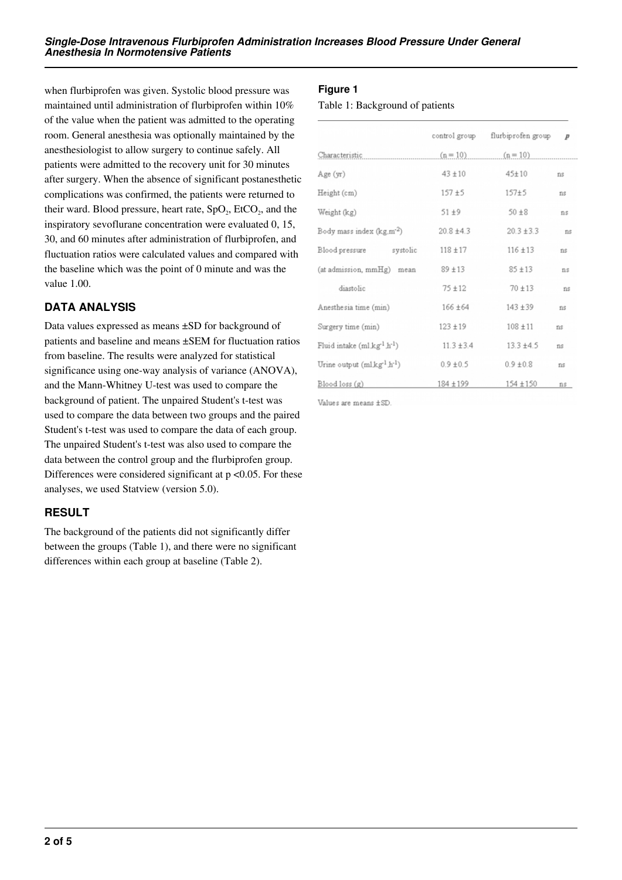when flurbiprofen was given. Systolic blood pressure was maintained until administration of flurbiprofen within 10% of the value when the patient was admitted to the operating room. General anesthesia was optionally maintained by the anesthesiologist to allow surgery to continue safely. All patients were admitted to the recovery unit for 30 minutes after surgery. When the absence of significant postanesthetic complications was confirmed, the patients were returned to their ward. Blood pressure, heart rate, $SpO_2$, $EtCO_2$, and the inspiratory sevoflurane concentration were evaluated 0, 15, 30, and 60 minutes after administration of flurbiprofen, and fluctuation ratios were calculated values and compared with the baseline which was the point of 0 minute and was the value 1.00.

## DATA ANALYSIS

Data values expressed as means ±SD for background of patients and baseline and means ±SEM for fluctuation ratios from baseline. The results were analyzed for statistical significance using one-way analysis of variance (ANOVA), and the Mann-Whitney U-test was used to compare the background of patient. The unpaired Student's t-test was used to compare the data between two groups and the paired Student's t-test was used to compare the data of each group. The unpaired Student's t-test was also used to compare the data between the control group and the flurbiprofen group. Differences were considered significant at $p < 0.05$. For these analyses, we used Statview (version 5.0).

## RESULT

The background of the patients did not significantly differ between the groups (Table 1), and there were no significant differences within each group at baseline (Table 2).

**Figure 1**

Table 1: Background of patients

| Characteristic | control group (n = 10) | flurbiprofen group (n = 10) | p |
|---|---|---|---|
| Age (yr) | 43 ±10 | 45±10 | ns |
| Height (cm) | 157 ±5 | 157±5 | ns |
| Weight (kg) | 51 ±9 | 50 ±8 | ns |
| Body mass index ($kg.m^{-2}$) | 20.8 ±4.3 | 20.3 ±3.3 | ns |
| Blood pressure (at admission, mmHg) systolic | 118 ±17 | 116 ±13 | ns |
| mean | 89 ±13 | 85 ±13 | ns |
| diastolic | 75 ±12 | 70 ±13 | ns |
| Anesthesia time (min) | 166 ±64 | 143 ±39 | ns |
| Surgery time (min) | 123 ±19 | 108 ±11 | ns |
| Fluid intake ($ml.kg^{-1}.h^{-1}$) | 11.3 ±3.4 | 13.3 ±4.5 | ns |
| Urine output ($ml.kg^{-1}.h^{-1}$) | 0.9 ±0.5 | 0.9 ±0.8 | ns |
| Blood loss (g) | 184 ±199 | 154 ±150 | ns |

Values are means ±SD.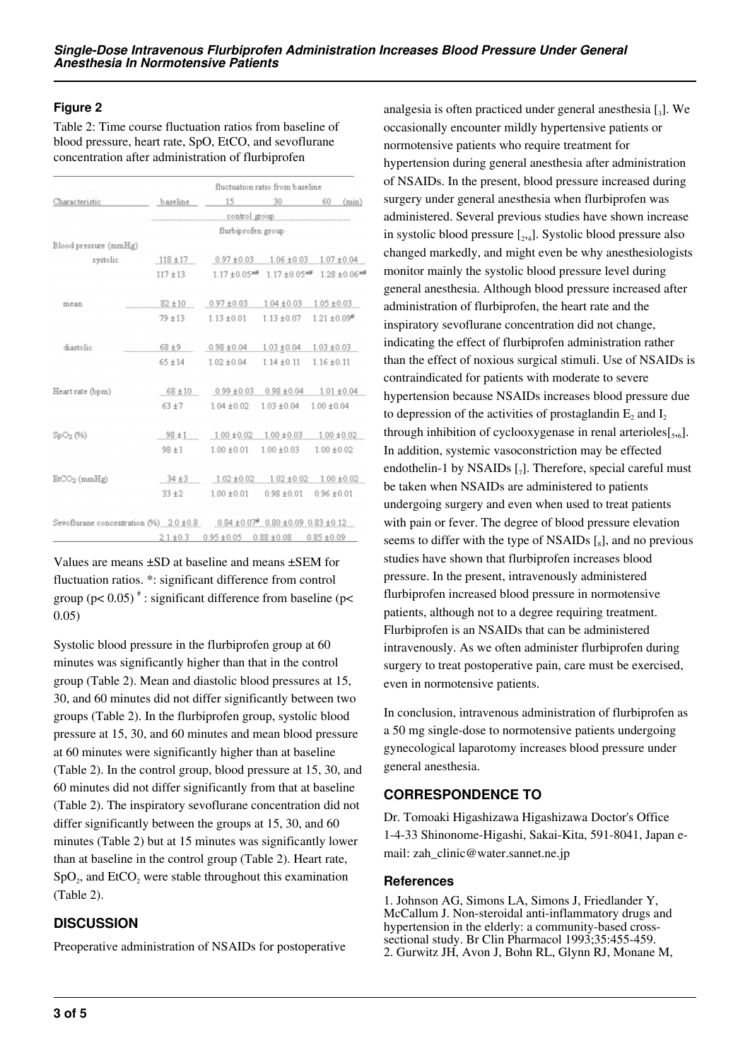### Figure 2

Table 2: Time course fluctuation ratios from baseline of blood pressure, heart rate, SpO, EtCO, and sevoflurane concentration after administration of flurbiprofen

| Characteristic | baseline | fluctuation ratio from baseline 15 | 30 | 60 (min) |
|---|---|---|---|---|
| | | control group / flurbiprofen group | | |
| Blood pressure (mmHg) | | | | |
| systolic | 118 ±17 | 0.97 ±0.03 | 1.06 ±0.03 | 1.07 ±0.04 |
| | 117 ±13 | 1.17 ±0.05*# | 1.17 ±0.05*# | 1.28 ±0.06*# |
| mean | 82 ±10 | 0.97 ±0.03 | 1.04 ±0.03 | 1.05 ±0.03 |
| | 79 ±13 | 1.13 ±0.01 | 1.13 ±0.07 | 1.21 ±0.09# |
| diastolic | 68 ±9 | 0.98 ±0.04 | 1.03 ±0.04 | 1.03 ±0.03 |
| | 65 ±14 | 1.02 ±0.04 | 1.14 ±0.11 | 1.16 ±0.11 |
| Heart rate (bpm) | 68 ±10 | 0.99 ±0.03 | 0.98 ±0.04 | 1.01 ±0.04 |
| | 63 ±7 | 1.04 ±0.02 | 1.03 ±0.04 | 1.00 ±0.04 |
| $SpO_2$ (%) | 98 ±1 | 1.00 ±0.02 | 1.00 ±0.03 | 1.00 ±0.02 |
| | 98 ±1 | 1.00 ±0.01 | 1.00 ±0.03 | 1.00 ±0.02 |
| $EtCO_2$ (mmHg) | 34 ±3 | 1.02 ±0.02 | 1.02 ±0.02 | 1.00 ±0.02 |
| | 33 ±2 | 1.00 ±0.01 | 0.98 ±0.01 | 0.96 ±0.01 |
| Sevoflurane concentration (%) | 2.0 ±0.8 | 0.84 ±0.07# | 0.80 ±0.09 | 0.83 ±0.12 |
| | 2.1 ±0.3 | 0.95 ±0.05 | 0.88 ±0.08 | 0.85 ±0.09 |

Values are means ±SD at baseline and means ±SEM for fluctuation ratios. *: significant difference from control group ($p< 0.05$) #: significant difference from baseline ($p< 0.05$)

Systolic blood pressure in the flurbiprofen group at 60 minutes was significantly higher than that in the control group (Table 2). Mean and diastolic blood pressures at 15, 30, and 60 minutes did not differ significantly between two groups (Table 2). In the flurbiprofen group, systolic blood pressure at 15, 30, and 60 minutes and mean blood pressure at 60 minutes were significantly higher than at baseline (Table 2). In the control group, blood pressure at 15, 30, and 60 minutes did not differ significantly from that at baseline (Table 2). The inspiratory sevoflurane concentration did not differ significantly between the groups at 15, 30, and 60 minutes (Table 2) but at 15 minutes was significantly lower than at baseline in the control group (Table 2). Heart rate, $SpO_2$, and $EtCO_2$ were stable throughout this examination (Table 2).

## DISCUSSION

Preoperative administration of NSAIDs for postoperative analgesia is often practiced under general anesthesia [3]. We occasionally encounter mildly hypertensive patients or normotensive patients who require treatment for hypertension during general anesthesia after administration of NSAIDs. In the present, blood pressure increased during surgery under general anesthesia when flurbiprofen was administered. Several previous studies have shown increase in systolic blood pressure [2,4]. Systolic blood pressure also changed markedly, and might even be why anesthesiologists monitor mainly the systolic blood pressure level during general anesthesia. Although blood pressure increased after administration of flurbiprofen, the heart rate and the inspiratory sevoflurane concentration did not change, indicating the effect of flurbiprofen administration rather than the effect of noxious surgical stimuli. Use of NSAIDs is contraindicated for patients with moderate to severe hypertension because NSAIDs increases blood pressure due to depression of the activities of prostaglandin $E_2$ and $I_2$ through inhibition of cyclooxygenase in renal arterioles[5,6]. In addition, systemic vasoconstriction may be effected endothelin-1 by NSAIDs [7]. Therefore, special careful must be taken when NSAIDs are administered to patients undergoing surgery and even when used to treat patients with pain or fever. The degree of blood pressure elevation seems to differ with the type of NSAIDs [8], and no previous studies have shown that flurbiprofen increases blood pressure. In the present, intravenously administered flurbiprofen increased blood pressure in normotensive patients, although not to a degree requiring treatment. Flurbiprofen is an NSAIDs that can be administered intravenously. As we often administer flurbiprofen during surgery to treat postoperative pain, care must be exercised, even in normotensive patients.

In conclusion, intravenous administration of flurbiprofen as a 50 mg single-dose to normotensive patients undergoing gynecological laparotomy increases blood pressure under general anesthesia.

## CORRESPONDENCE TO

Dr. Tomoaki Higashizawa Higashizawa Doctor's Office 1-4-33 Shinonome-Higashi, Sakai-Kita, 591-8041, Japan e-mail: zah_clinic@water.sannet.ne.jp

### References

1. Johnson AG, Simons LA, Simons J, Friedlander Y, McCallum J. Non-steroidal anti-inflammatory drugs and hypertension in the elderly: a community-based cross-sectional study. Br Clin Pharmacol 1993;35:455-459.
2. Gurwitz JH, Avon J, Bohn RL, Glynn RJ, Monane M,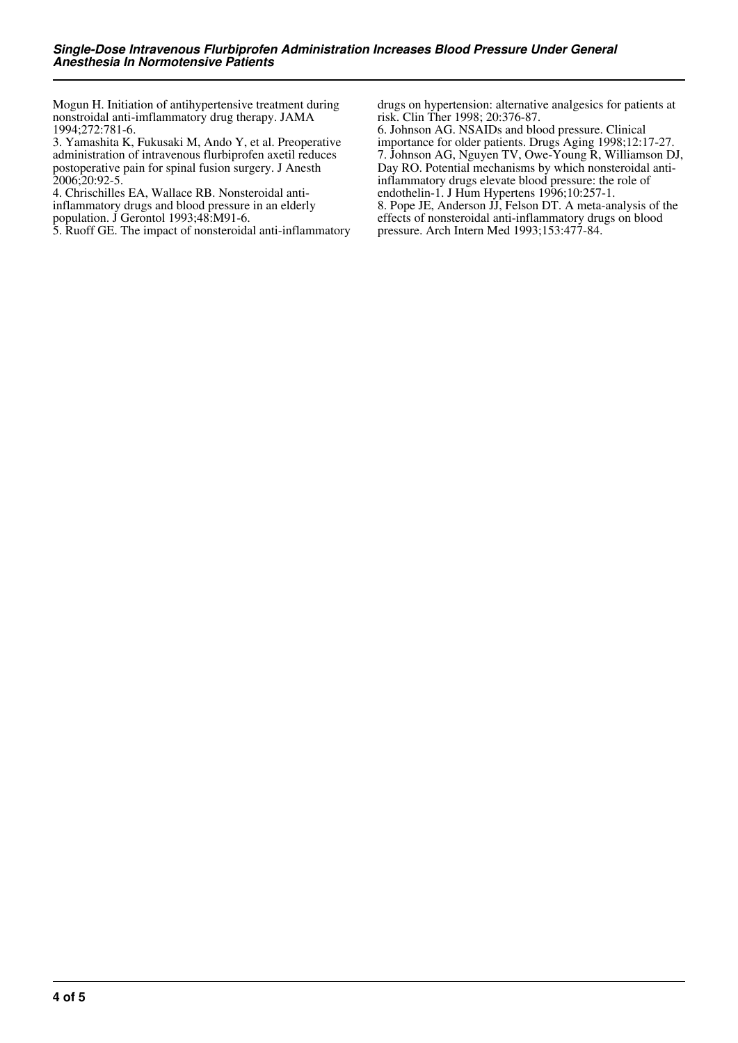Mogun H. Initiation of antihypertensive treatment during nonstroidal anti-imflammatory drug therapy. JAMA 1994;272:781-6.

3. Yamashita K, Fukusaki M, Ando Y, et al. Preoperative administration of intravenous flurbiprofen axetil reduces postoperative pain for spinal fusion surgery. J Anesth 2006;20:92-5.

4. Chrischilles EA, Wallace RB. Nonsteroidal anti-inflammatory drugs and blood pressure in an elderly population. J Gerontol 1993;48:M91-6.

5. Ruoff GE. The impact of nonsteroidal anti-inflammatory drugs on hypertension: alternative analgesics for patients at risk. Clin Ther 1998; 20:376-87.

6. Johnson AG. NSAIDs and blood pressure. Clinical importance for older patients. Drugs Aging 1998;12:17-27.

7. Johnson AG, Nguyen TV, Owe-Young R, Williamson DJ, Day RO. Potential mechanisms by which nonsteroidal anti-inflammatory drugs elevate blood pressure: the role of endothelin-1. J Hum Hypertens 1996;10:257-1.

8. Pope JE, Anderson JJ, Felson DT. A meta-analysis of the effects of nonsteroidal anti-inflammatory drugs on blood pressure. Arch Intern Med 1993;153:477-84.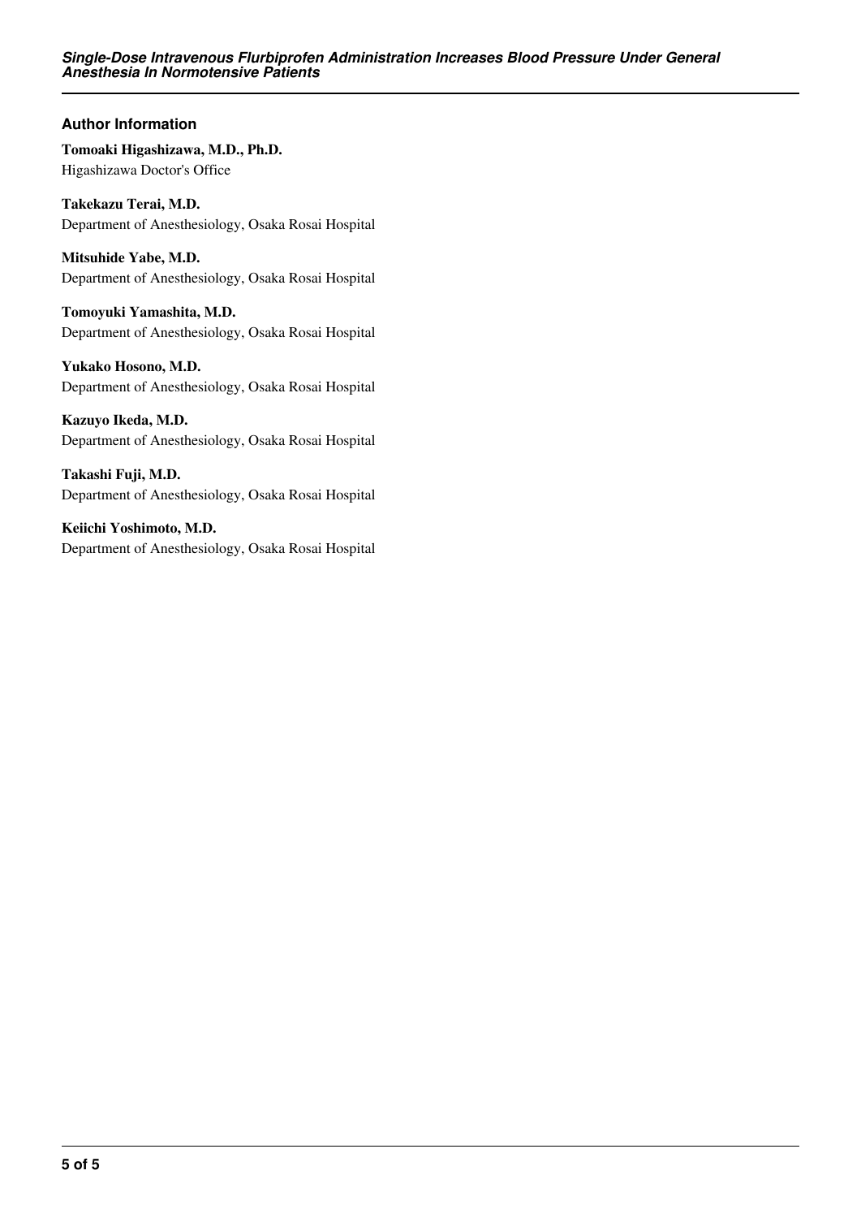## Author Information

**Tomoaki Higashizawa, M.D., Ph.D.**
Higashizawa Doctor's Office

**Takekazu Terai, M.D.**
Department of Anesthesiology, Osaka Rosai Hospital

**Mitsuhide Yabe, M.D.**
Department of Anesthesiology, Osaka Rosai Hospital

**Tomoyuki Yamashita, M.D.**
Department of Anesthesiology, Osaka Rosai Hospital

**Yukako Hosono, M.D.**
Department of Anesthesiology, Osaka Rosai Hospital

**Kazuyo Ikeda, M.D.**
Department of Anesthesiology, Osaka Rosai Hospital

**Takashi Fuji, M.D.**
Department of Anesthesiology, Osaka Rosai Hospital

**Keiichi Yoshimoto, M.D.**
Department of Anesthesiology, Osaka Rosai Hospital